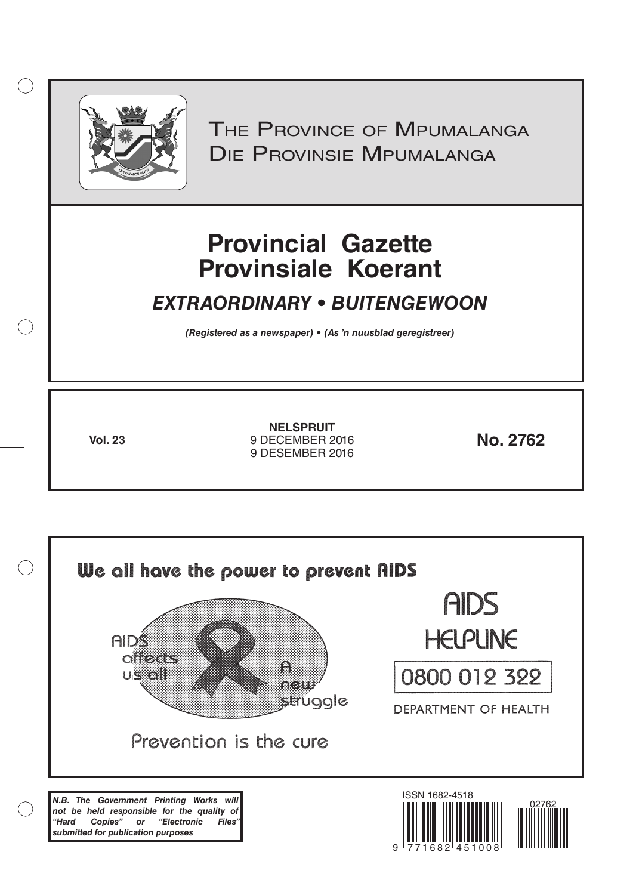THE PROVINCE OF MPUMALANGA
DIE PROVINSIE MPUMALANGA

# Provincial Gazette
# Provinsiale Koerant

## *EXTRAORDINARY • BUITENGEWOON*

***(Registered as a newspaper) • (As 'n nuusblad geregistreer)***

**Vol. 23**

**NELSPRUIT**
9 DECEMBER 2016
9 DESEMBER 2016

**No. 2762**

We all have the power to prevent AIDS

AIDS affects us all

A new struggle

Prevention is the cure

AIDS HELPLINE

0800 012 322

DEPARTMENT OF HEALTH

***N.B. The Government Printing Works will not be held responsible for the quality of "Hard Copies" or "Electronic Files" submitted for publication purposes***

ISSN 1682-4518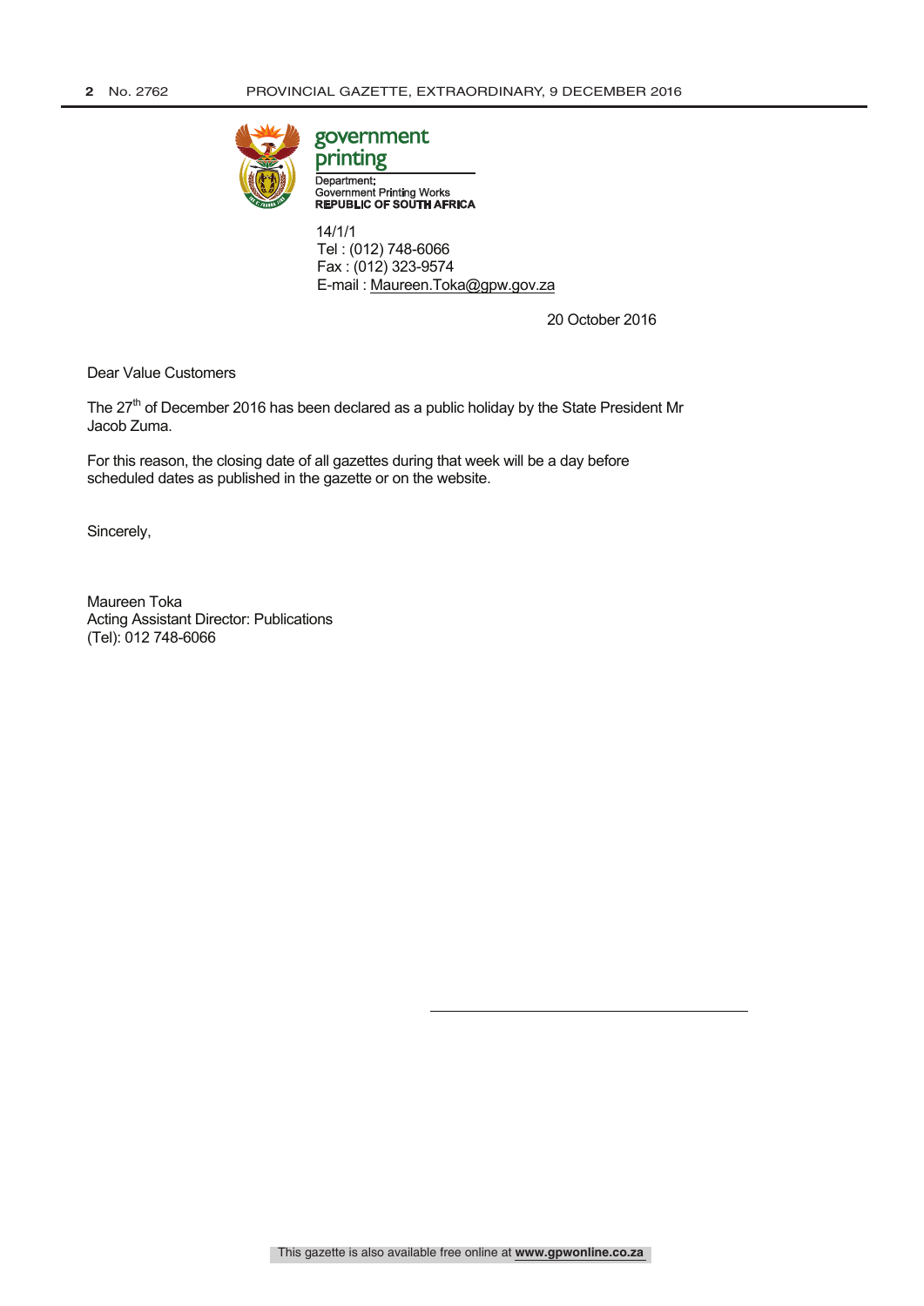government
printing

Department:
Government Printing Works
**REPUBLIC OF SOUTH AFRICA**

14/1/1
Tel : (012) 748-6066
Fax : (012) 323-9574
E-mail : Maureen.Toka@gpw.gov.za

20 October 2016

Dear Value Customers

The 27th of December 2016 has been declared as a public holiday by the State President Mr Jacob Zuma.

For this reason, the closing date of all gazettes during that week will be a day before scheduled dates as published in the gazette or on the website.

Sincerely,

Maureen Toka
Acting Assistant Director: Publications
(Tel): 012 748-6066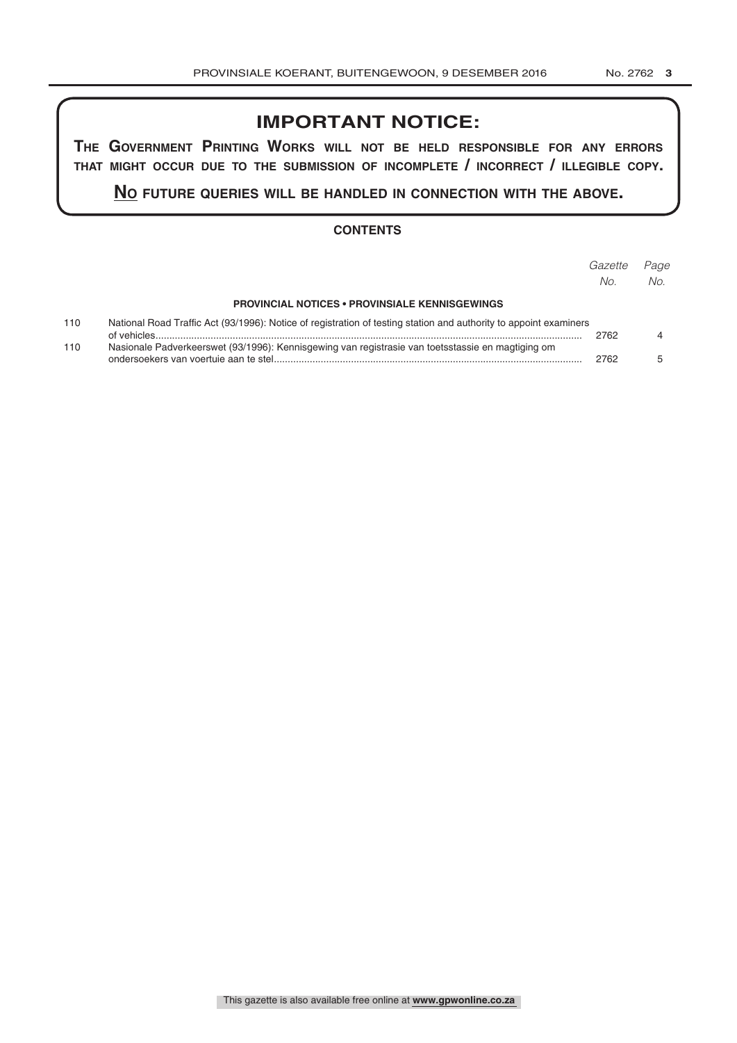## IMPORTANT NOTICE:

**THE GOVERNMENT PRINTING WORKS WILL NOT BE HELD RESPONSIBLE FOR ANY ERRORS THAT MIGHT OCCUR DUE TO THE SUBMISSION OF INCOMPLETE / INCORRECT / ILLEGIBLE COPY.**

**NO FUTURE QUERIES WILL BE HANDLED IN CONNECTION WITH THE ABOVE.**

### CONTENTS

| | | *Gazette No.* | *Page No.* |
|---|---|---|---|
| | **PROVINCIAL NOTICES • PROVINSIALE KENNISGEWINGS** | | |
| 110 | National Road Traffic Act (93/1996): Notice of registration of testing station and authority to appoint examiners of vehicles | 2762 | 4 |
| 110 | Nasionale Padverkeerswet (93/1996): Kennisgewing van registrasie van toetsstassie en magtiging om ondersoekers van voertuie aan te stel | 2762 | 5 |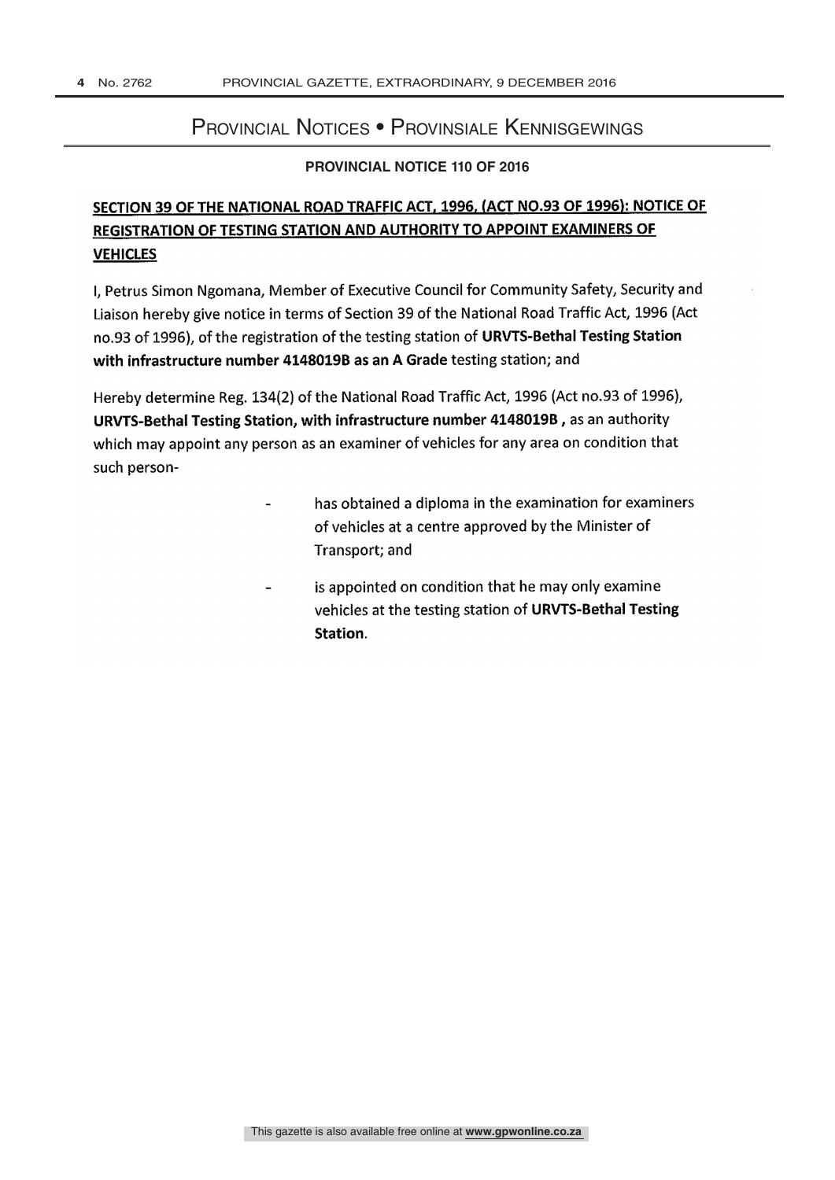# Provincial Notices • Provinsiale Kennisgewings

**PROVINCIAL NOTICE 110 OF 2016**

## SECTION 39 OF THE NATIONAL ROAD TRAFFIC ACT, 1996, (ACT NO.93 OF 1996): NOTICE OF REGISTRATION OF TESTING STATION AND AUTHORITY TO APPOINT EXAMINERS OF VEHICLES

I, Petrus Simon Ngomana, Member of Executive Council for Community Safety, Security and Liaison hereby give notice in terms of Section 39 of the National Road Traffic Act, 1996 (Act no.93 of 1996), of the registration of the testing station of **URVTS-Bethal Testing Station with infrastructure number 4148019B as an A Grade** testing station; and

Hereby determine Reg. 134(2) of the National Road Traffic Act, 1996 (Act no.93 of 1996), **URVTS-Bethal Testing Station, with infrastructure number 4148019B ,** as an authority which may appoint any person as an examiner of vehicles for any area on condition that such person-

- has obtained a diploma in the examination for examiners of vehicles at a centre approved by the Minister of Transport; and
- is appointed on condition that he may only examine vehicles at the testing station of **URVTS-Bethal Testing Station**.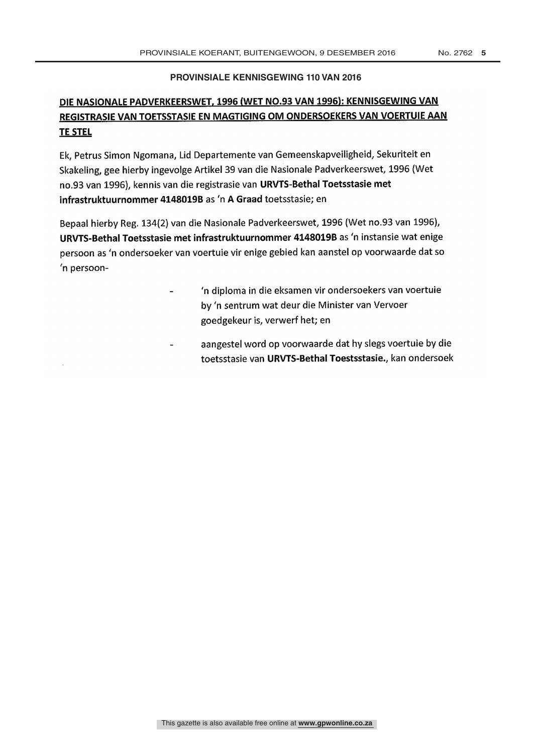**PROVINSIALE KENNISGEWING 110 VAN 2016**

## DIE NASIONALE PADVERKEERSWET, 1996 (WET NO.93 VAN 1996): KENNISGEWING VAN REGISTRASIE VAN TOETSSTASIE EN MAGTIGING OM ONDERSOEKERS VAN VOERTUIE AAN TE STEL

Ek, Petrus Simon Ngomana, Lid Departemente van Gemeenskapveiligheid, Sekuriteit en Skakeling, gee hierby ingevolge Artikel 39 van die Nasionale Padverkeerswet, 1996 (Wet no.93 van 1996), kennis van die registrasie van **URVTS-Bethal Toetsstasie met infrastruktuurnommer 4148019B** as 'n **A Graad** toetsstasie; en

Bepaal hierby Reg. 134(2) van die Nasionale Padverkeerswet, 1996 (Wet no.93 van 1996), **URVTS-Bethal Toetsstasie met infrastruktuurnommer 4148019B** as 'n instansie wat enige persoon as 'n ondersoeker van voertuie vir enige gebied kan aanstel op voorwaarde dat so 'n persoon-

- 'n diploma in die eksamen vir ondersoekers van voertuie by 'n sentrum wat deur die Minister van Vervoer goedgekeur is, verwerf het; en
- aangestel word op voorwaarde dat hy slegs voertuie by die toetsstasie van **URVTS-Bethal Toestsstasie.**, kan ondersoek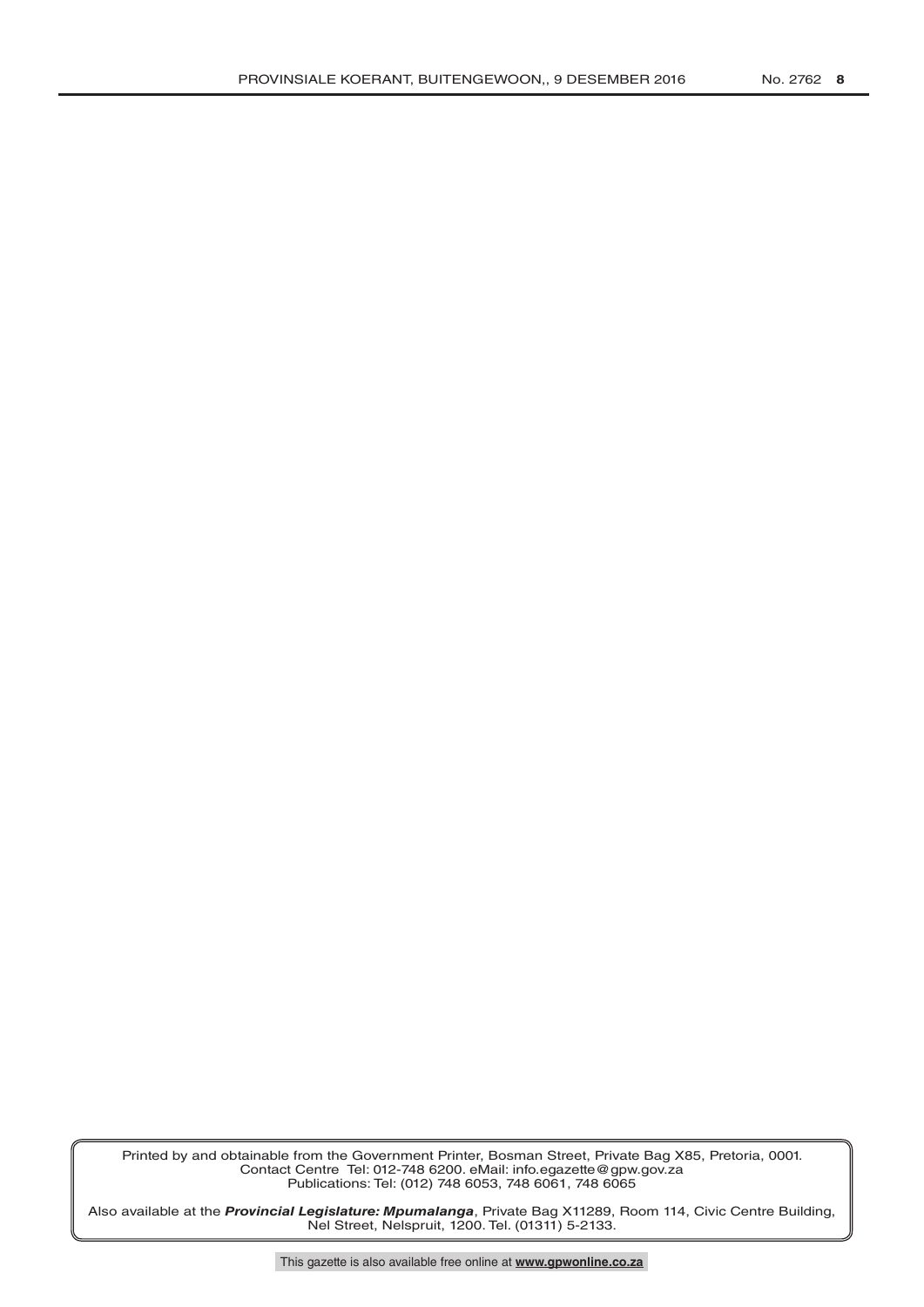Printed by and obtainable from the Government Printer, Bosman Street, Private Bag X85, Pretoria, 0001.
Contact Centre Tel: 012-748 6200. eMail: info.egazette@gpw.gov.za
Publications: Tel: (012) 748 6053, 748 6061, 748 6065

Also available at the ***Provincial Legislature: Mpumalanga***, Private Bag X11289, Room 114, Civic Centre Building, Nel Street, Nelspruit, 1200. Tel. (01311) 5-2133.

This gazette is also available free online at **www.gpwonline.co.za**